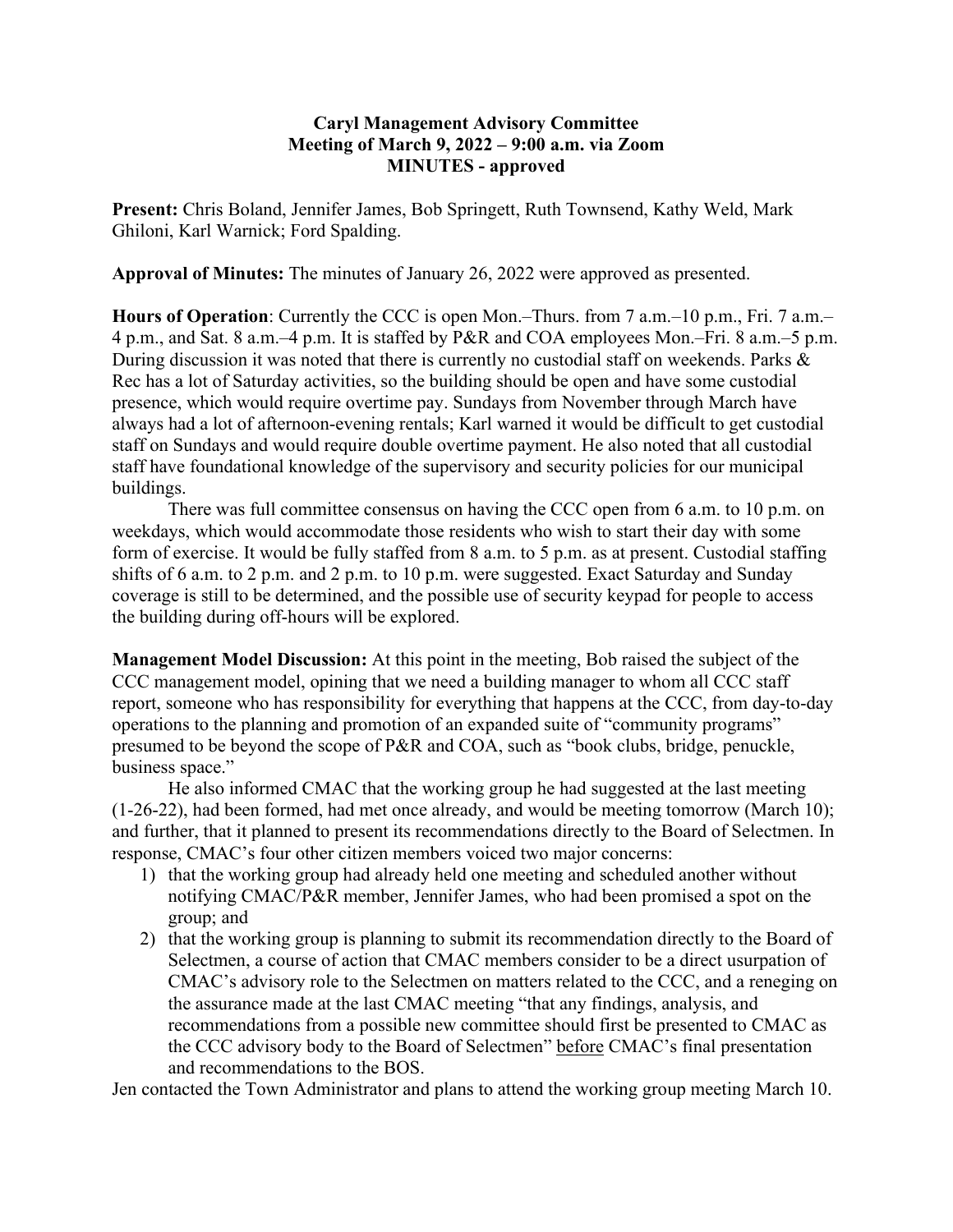**Caryl Management Advisory Committee**
**Meeting of March 9, 2022 – 9:00 a.m. via Zoom**
**MINUTES - approved**

**Present:** Chris Boland, Jennifer James, Bob Springett, Ruth Townsend, Kathy Weld, Mark Ghiloni, Karl Warnick; Ford Spalding.

**Approval of Minutes:** The minutes of January 26, 2022 were approved as presented.

**Hours of Operation**: Currently the CCC is open Mon.–Thurs. from 7 a.m.–10 p.m., Fri. 7 a.m.–4 p.m., and Sat. 8 a.m.–4 p.m. It is staffed by P&R and COA employees Mon.–Fri. 8 a.m.–5 p.m. During discussion it was noted that there is currently no custodial staff on weekends. Parks & Rec has a lot of Saturday activities, so the building should be open and have some custodial presence, which would require overtime pay. Sundays from November through March have always had a lot of afternoon-evening rentals; Karl warned it would be difficult to get custodial staff on Sundays and would require double overtime payment. He also noted that all custodial staff have foundational knowledge of the supervisory and security policies for our municipal buildings.

There was full committee consensus on having the CCC open from 6 a.m. to 10 p.m. on weekdays, which would accommodate those residents who wish to start their day with some form of exercise. It would be fully staffed from 8 a.m. to 5 p.m. as at present. Custodial staffing shifts of 6 a.m. to 2 p.m. and 2 p.m. to 10 p.m. were suggested. Exact Saturday and Sunday coverage is still to be determined, and the possible use of security keypad for people to access the building during off-hours will be explored.

**Management Model Discussion:** At this point in the meeting, Bob raised the subject of the CCC management model, opining that we need a building manager to whom all CCC staff report, someone who has responsibility for everything that happens at the CCC, from day-to-day operations to the planning and promotion of an expanded suite of "community programs" presumed to be beyond the scope of P&R and COA, such as "book clubs, bridge, penuckle, business space."

He also informed CMAC that the working group he had suggested at the last meeting (1-26-22), had been formed, had met once already, and would be meeting tomorrow (March 10); and further, that it planned to present its recommendations directly to the Board of Selectmen. In response, CMAC's four other citizen members voiced two major concerns:

1) that the working group had already held one meeting and scheduled another without notifying CMAC/P&R member, Jennifer James, who had been promised a spot on the group; and
2) that the working group is planning to submit its recommendation directly to the Board of Selectmen, a course of action that CMAC members consider to be a direct usurpation of CMAC's advisory role to the Selectmen on matters related to the CCC, and a reneging on the assurance made at the last CMAC meeting "that any findings, analysis, and recommendations from a possible new committee should first be presented to CMAC as the CCC advisory body to the Board of Selectmen" <u>before</u> CMAC's final presentation and recommendations to the BOS.

Jen contacted the Town Administrator and plans to attend the working group meeting March 10.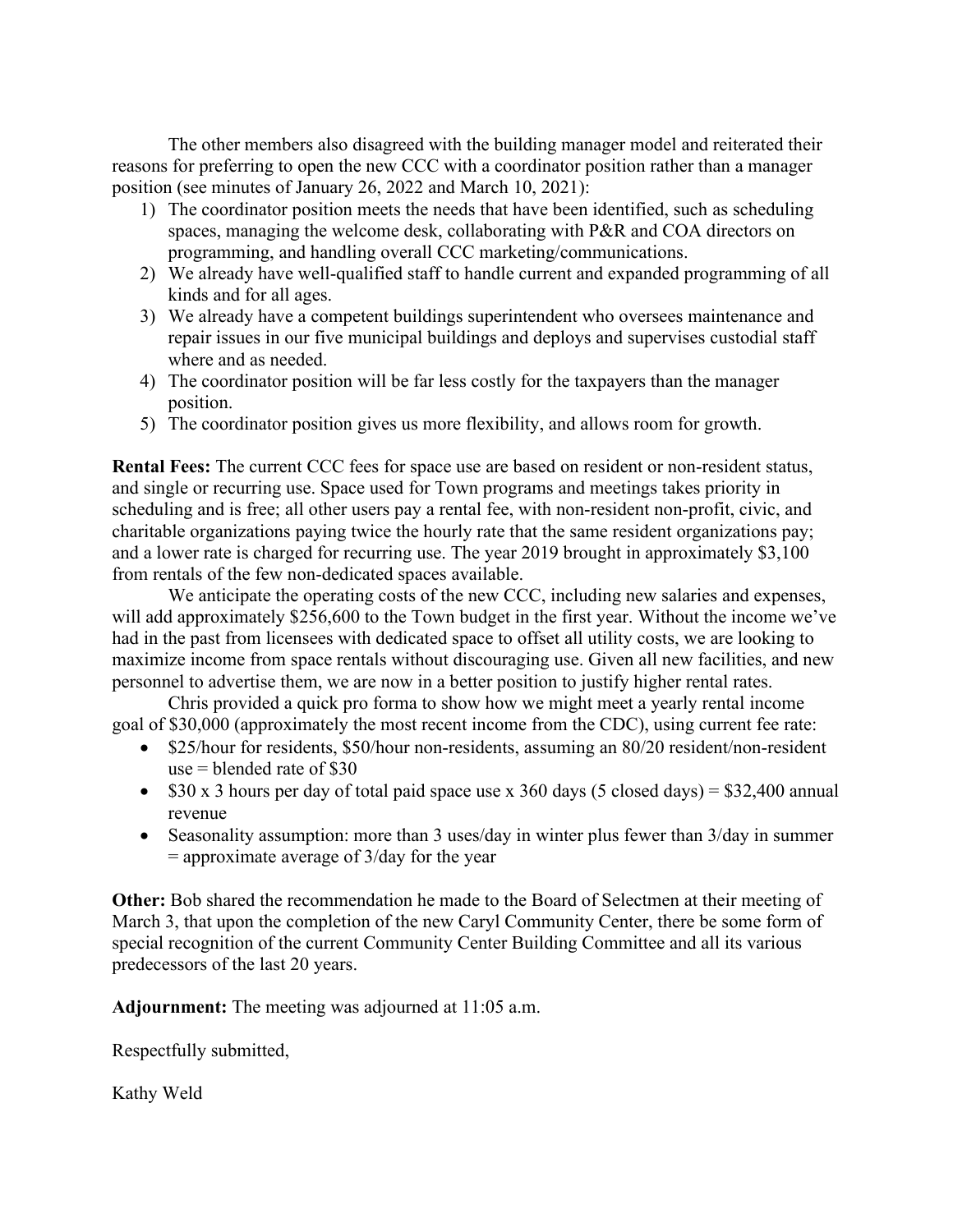The other members also disagreed with the building manager model and reiterated their reasons for preferring to open the new CCC with a coordinator position rather than a manager position (see minutes of January 26, 2022 and March 10, 2021):

1) The coordinator position meets the needs that have been identified, such as scheduling spaces, managing the welcome desk, collaborating with P&R and COA directors on programming, and handling overall CCC marketing/communications.
2) We already have well-qualified staff to handle current and expanded programming of all kinds and for all ages.
3) We already have a competent buildings superintendent who oversees maintenance and repair issues in our five municipal buildings and deploys and supervises custodial staff where and as needed.
4) The coordinator position will be far less costly for the taxpayers than the manager position.
5) The coordinator position gives us more flexibility, and allows room for growth.

**Rental Fees:** The current CCC fees for space use are based on resident or non-resident status, and single or recurring use. Space used for Town programs and meetings takes priority in scheduling and is free; all other users pay a rental fee, with non-resident non-profit, civic, and charitable organizations paying twice the hourly rate that the same resident organizations pay; and a lower rate is charged for recurring use. The year 2019 brought in approximately $3,100 from rentals of the few non-dedicated spaces available.

We anticipate the operating costs of the new CCC, including new salaries and expenses, will add approximately $256,600 to the Town budget in the first year. Without the income we've had in the past from licensees with dedicated space to offset all utility costs, we are looking to maximize income from space rentals without discouraging use. Given all new facilities, and new personnel to advertise them, we are now in a better position to justify higher rental rates.

Chris provided a quick pro forma to show how we might meet a yearly rental income goal of $30,000 (approximately the most recent income from the CDC), using current fee rate:

- $25/hour for residents, $50/hour non-residents, assuming an 80/20 resident/non-resident use = blended rate of $30
- $30 x 3 hours per day of total paid space use x 360 days (5 closed days) = $32,400 annual revenue
- Seasonality assumption: more than 3 uses/day in winter plus fewer than 3/day in summer = approximate average of 3/day for the year

**Other:** Bob shared the recommendation he made to the Board of Selectmen at their meeting of March 3, that upon the completion of the new Caryl Community Center, there be some form of special recognition of the current Community Center Building Committee and all its various predecessors of the last 20 years.

**Adjournment:** The meeting was adjourned at 11:05 a.m.

Respectfully submitted,

Kathy Weld